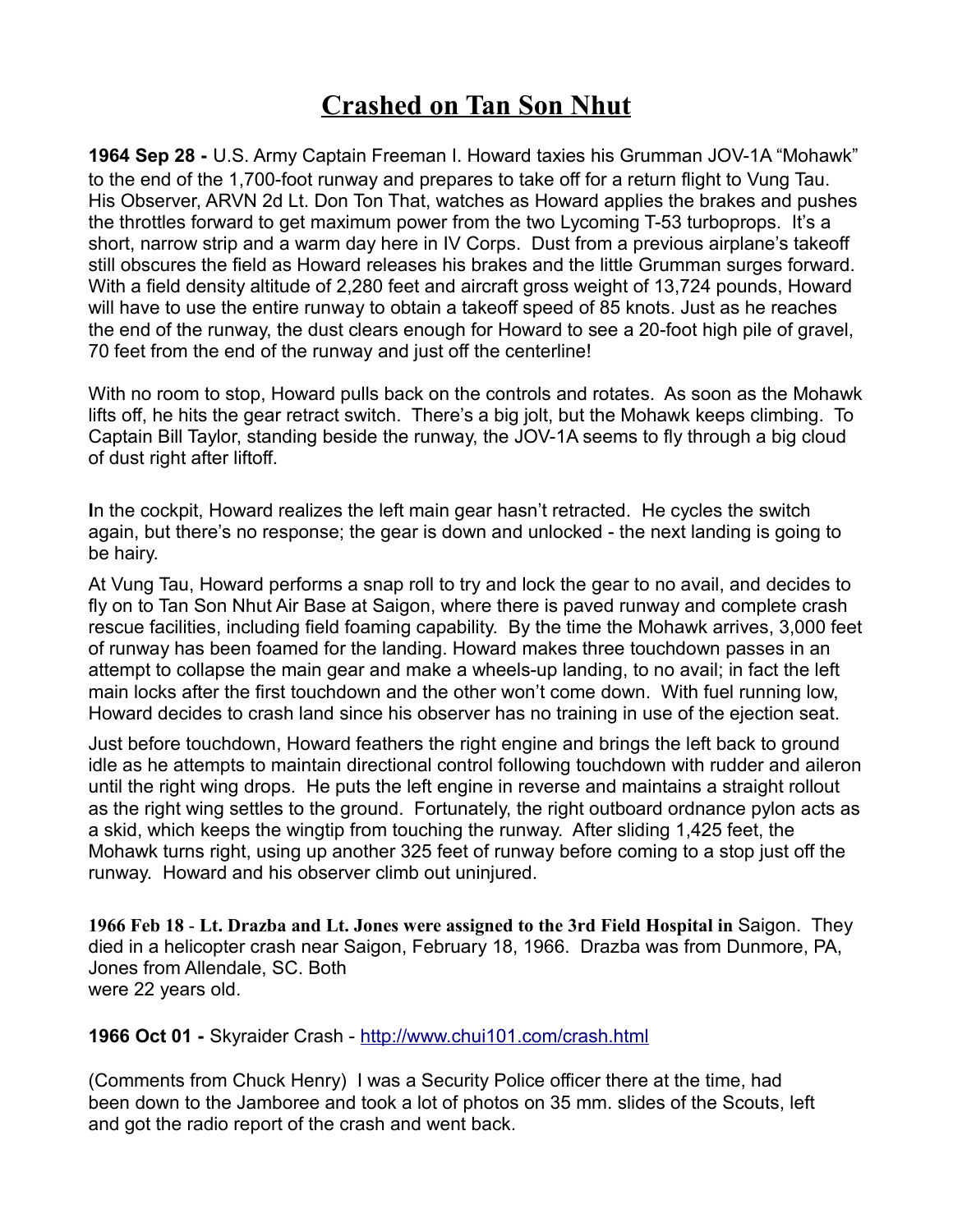# Crashed on Tan Son Nhut

**1964 Sep 28 -** U.S. Army Captain Freeman I. Howard taxies his Grumman JOV-1A "Mohawk" to the end of the 1,700-foot runway and prepares to take off for a return flight to Vung Tau. His Observer, ARVN 2d Lt. Don Ton That, watches as Howard applies the brakes and pushes the throttles forward to get maximum power from the two Lycoming T-53 turboprops. It's a short, narrow strip and a warm day here in IV Corps. Dust from a previous airplane's takeoff still obscures the field as Howard releases his brakes and the little Grumman surges forward. With a field density altitude of 2,280 feet and aircraft gross weight of 13,724 pounds, Howard will have to use the entire runway to obtain a takeoff speed of 85 knots. Just as he reaches the end of the runway, the dust clears enough for Howard to see a 20-foot high pile of gravel, 70 feet from the end of the runway and just off the centerline!

With no room to stop, Howard pulls back on the controls and rotates. As soon as the Mohawk lifts off, he hits the gear retract switch. There's a big jolt, but the Mohawk keeps climbing. To Captain Bill Taylor, standing beside the runway, the JOV-1A seems to fly through a big cloud of dust right after liftoff.

In the cockpit, Howard realizes the left main gear hasn't retracted. He cycles the switch again, but there's no response; the gear is down and unlocked - the next landing is going to be hairy.

At Vung Tau, Howard performs a snap roll to try and lock the gear to no avail, and decides to fly on to Tan Son Nhut Air Base at Saigon, where there is paved runway and complete crash rescue facilities, including field foaming capability. By the time the Mohawk arrives, 3,000 feet of runway has been foamed for the landing. Howard makes three touchdown passes in an attempt to collapse the main gear and make a wheels-up landing, to no avail; in fact the left main locks after the first touchdown and the other won't come down. With fuel running low, Howard decides to crash land since his observer has no training in use of the ejection seat.

Just before touchdown, Howard feathers the right engine and brings the left back to ground idle as he attempts to maintain directional control following touchdown with rudder and aileron until the right wing drops. He puts the left engine in reverse and maintains a straight rollout as the right wing settles to the ground. Fortunately, the right outboard ordnance pylon acts as a skid, which keeps the wingtip from touching the runway. After sliding 1,425 feet, the Mohawk turns right, using up another 325 feet of runway before coming to a stop just off the runway. Howard and his observer climb out uninjured.

**1966 Feb 18** - **Lt. Drazba and Lt. Jones were assigned to the 3rd Field Hospital in** Saigon. They died in a helicopter crash near Saigon, February 18, 1966. Drazba was from Dunmore, PA, Jones from Allendale, SC. Both were 22 years old.

**1966 Oct 01 -** Skyraider Crash - [http://www.chui101.com/crash.html](http://www.chui101.com/crash.html)

(Comments from Chuck Henry) I was a Security Police officer there at the time, had been down to the Jamboree and took a lot of photos on 35 mm. slides of the Scouts, left and got the radio report of the crash and went back.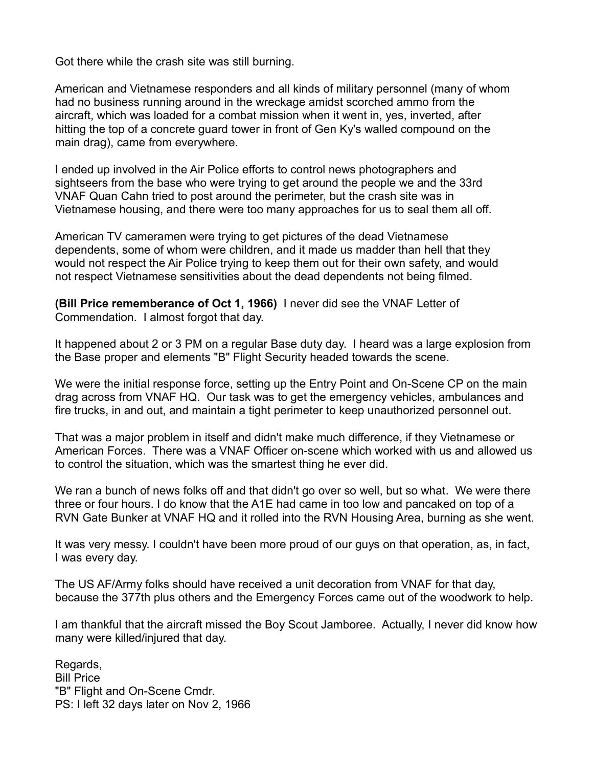Got there while the crash site was still burning.

American and Vietnamese responders and all kinds of military personnel (many of whom had no business running around in the wreckage amidst scorched ammo from the aircraft, which was loaded for a combat mission when it went in, yes, inverted, after hitting the top of a concrete guard tower in front of Gen Ky's walled compound on the main drag), came from everywhere.

I ended up involved in the Air Police efforts to control news photographers and sightseers from the base who were trying to get around the people we and the 33rd VNAF Quan Cahn tried to post around the perimeter, but the crash site was in Vietnamese housing, and there were too many approaches for us to seal them all off.

American TV cameramen were trying to get pictures of the dead Vietnamese dependents, some of whom were children, and it made us madder than hell that they would not respect the Air Police trying to keep them out for their own safety, and would not respect Vietnamese sensitivities about the dead dependents not being filmed.

**(Bill Price rememberance of Oct 1, 1966)** I never did see the VNAF Letter of Commendation. I almost forgot that day.

It happened about 2 or 3 PM on a regular Base duty day. I heard was a large explosion from the Base proper and elements "B" Flight Security headed towards the scene.

We were the initial response force, setting up the Entry Point and On-Scene CP on the main drag across from VNAF HQ. Our task was to get the emergency vehicles, ambulances and fire trucks, in and out, and maintain a tight perimeter to keep unauthorized personnel out.

That was a major problem in itself and didn't make much difference, if they Vietnamese or American Forces. There was a VNAF Officer on-scene which worked with us and allowed us to control the situation, which was the smartest thing he ever did.

We ran a bunch of news folks off and that didn't go over so well, but so what. We were there three or four hours. I do know that the A1E had came in too low and pancaked on top of a RVN Gate Bunker at VNAF HQ and it rolled into the RVN Housing Area, burning as she went.

It was very messy. I couldn't have been more proud of our guys on that operation, as, in fact, I was every day.

The US AF/Army folks should have received a unit decoration from VNAF for that day, because the 377th plus others and the Emergency Forces came out of the woodwork to help.

I am thankful that the aircraft missed the Boy Scout Jamboree. Actually, I never did know how many were killed/injured that day.

Regards,
Bill Price
"B" Flight and On-Scene Cmdr.
PS: I left 32 days later on Nov 2, 1966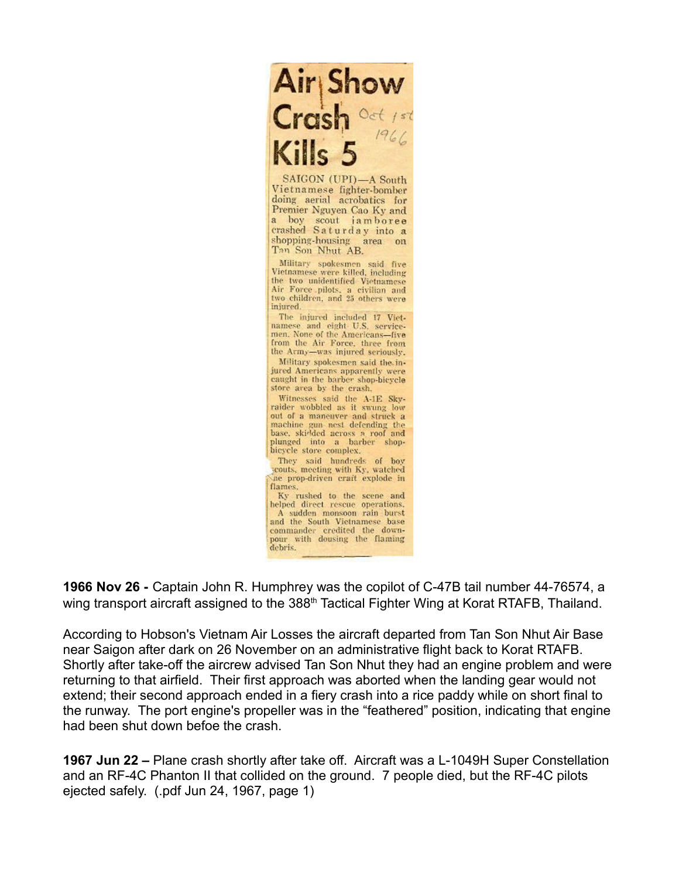# Air Show Crash Kills 5

Oct 1st 1966

SAIGON (UPI)—A South Vietnamese fighter-bomber doing aerial acrobatics for Premier Nguyen Cao Ky and a boy scout jamboree crashed Saturday into a shopping-housing area on Tan Son Nhut AB.

Military spokesmen said five Vietnamese were killed, including the two unidentified Vietnamese Air Force pilots, a civilian and two children, and 25 others were injured.

The injured included 17 Vietnamese and eight U.S. servicemen. None of the Americans—five from the Air Force, three from the Army—was injured seriously.

Military spokesmen said the injured Americans apparently were caught in the barber shop-bicycle store area by the crash.

Witnesses said the A-1E Skyraider wobbled as it swung low out of a maneuver and struck a machine gun nest defending the base, skidded across a roof and plunged into a barber shop-bicycle store complex.

They said hundreds of boy scouts, meeting with Ky, watched the prop-driven craft explode in flames.

Ky rushed to the scene and helped direct rescue operations.

A sudden monsoon rain burst and the South Vietnamese base commander credited the downpour with dousing the flaming debris.

**1966 Nov 26 -** Captain John R. Humphrey was the copilot of C-47B tail number 44-76574, a wing transport aircraft assigned to the 388th Tactical Fighter Wing at Korat RTAFB, Thailand.

According to Hobson's Vietnam Air Losses the aircraft departed from Tan Son Nhut Air Base near Saigon after dark on 26 November on an administrative flight back to Korat RTAFB. Shortly after take-off the aircrew advised Tan Son Nhut they had an engine problem and were returning to that airfield. Their first approach was aborted when the landing gear would not extend; their second approach ended in a fiery crash into a rice paddy while on short final to the runway. The port engine's propeller was in the "feathered" position, indicating that engine had been shut down befoe the crash.

**1967 Jun 22 –** Plane crash shortly after take off. Aircraft was a L-1049H Super Constellation and an RF-4C Phanton II that collided on the ground. 7 people died, but the RF-4C pilots ejected safely. (.pdf Jun 24, 1967, page 1)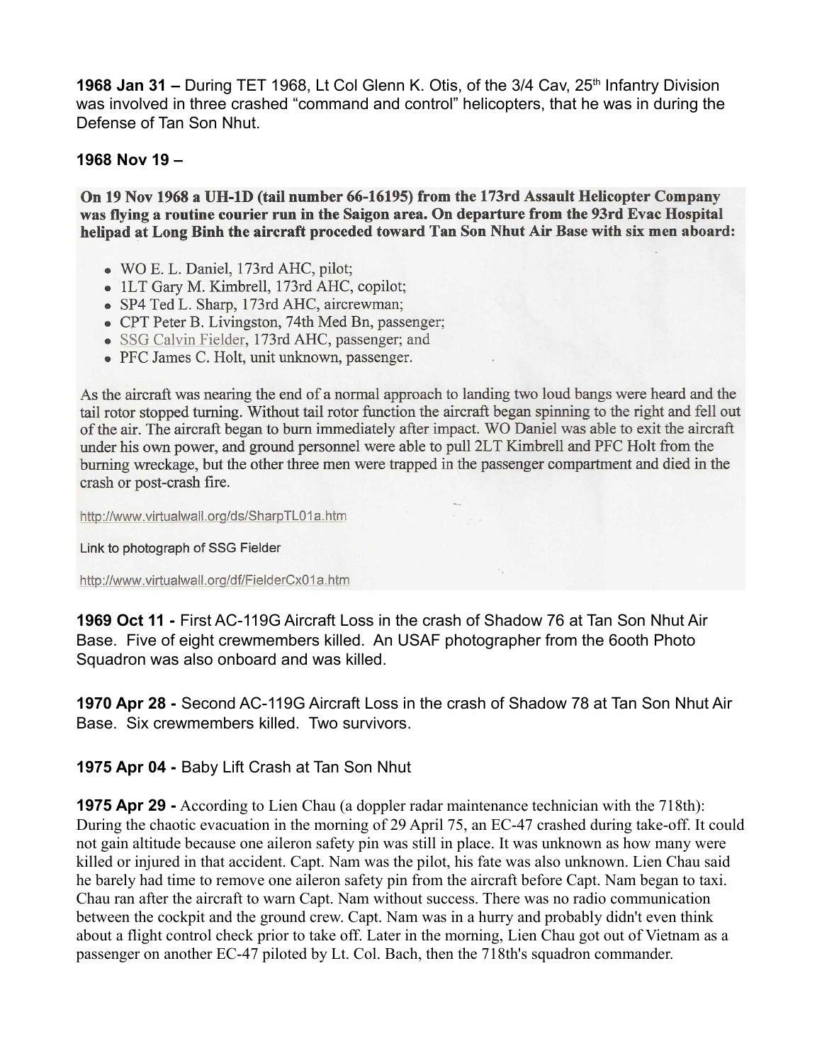**1968 Jan 31 –** During TET 1968, Lt Col Glenn K. Otis, of the 3/4 Cav, 25[th] Infantry Division was involved in three crashed "command and control" helicopters, that he was in during the Defense of Tan Son Nhut.

**1968 Nov 19 –**

**On 19 Nov 1968 a UH-1D (tail number 66-16195) from the 173rd Assault Helicopter Company was flying a routine courier run in the Saigon area. On departure from the 93rd Evac Hospital helipad at Long Binh the aircraft proceded toward Tan Son Nhut Air Base with six men aboard:**

- WO E. L. Daniel, 173rd AHC, pilot;
- 1LT Gary M. Kimbrell, 173rd AHC, copilot;
- SP4 Ted L. Sharp, 173rd AHC, aircrewman;
- CPT Peter B. Livingston, 74th Med Bn, passenger;
- SSG Calvin Fielder, 173rd AHC, passenger; and
- PFC James C. Holt, unit unknown, passenger.

As the aircraft was nearing the end of a normal approach to landing two loud bangs were heard and the tail rotor stopped turning. Without tail rotor function the aircraft began spinning to the right and fell out of the air. The aircraft began to burn immediately after impact. WO Daniel was able to exit the aircraft under his own power, and ground personnel were able to pull 2LT Kimbrell and PFC Holt from the burning wreckage, but the other three men were trapped in the passenger compartment and died in the crash or post-crash fire.

http://www.virtualwall.org/ds/SharpTL01a.htm

Link to photograph of SSG Fielder

http://www.virtualwall.org/df/FielderCx01a.htm

**1969 Oct 11 -** First AC-119G Aircraft Loss in the crash of Shadow 76 at Tan Son Nhut Air Base. Five of eight crewmembers killed. An USAF photographer from the 6ooth Photo Squadron was also onboard and was killed.

**1970 Apr 28 -** Second AC-119G Aircraft Loss in the crash of Shadow 78 at Tan Son Nhut Air Base. Six crewmembers killed. Two survivors.

**1975 Apr 04 -** Baby Lift Crash at Tan Son Nhut

**1975 Apr 29 -** According to Lien Chau (a doppler radar maintenance technician with the 718th): During the chaotic evacuation in the morning of 29 April 75, an EC-47 crashed during take-off. It could not gain altitude because one aileron safety pin was still in place. It was unknown as how many were killed or injured in that accident. Capt. Nam was the pilot, his fate was also unknown. Lien Chau said he barely had time to remove one aileron safety pin from the aircraft before Capt. Nam began to taxi. Chau ran after the aircraft to warn Capt. Nam without success. There was no radio communication between the cockpit and the ground crew. Capt. Nam was in a hurry and probably didn't even think about a flight control check prior to take off. Later in the morning, Lien Chau got out of Vietnam as a passenger on another EC-47 piloted by Lt. Col. Bach, then the 718th's squadron commander.